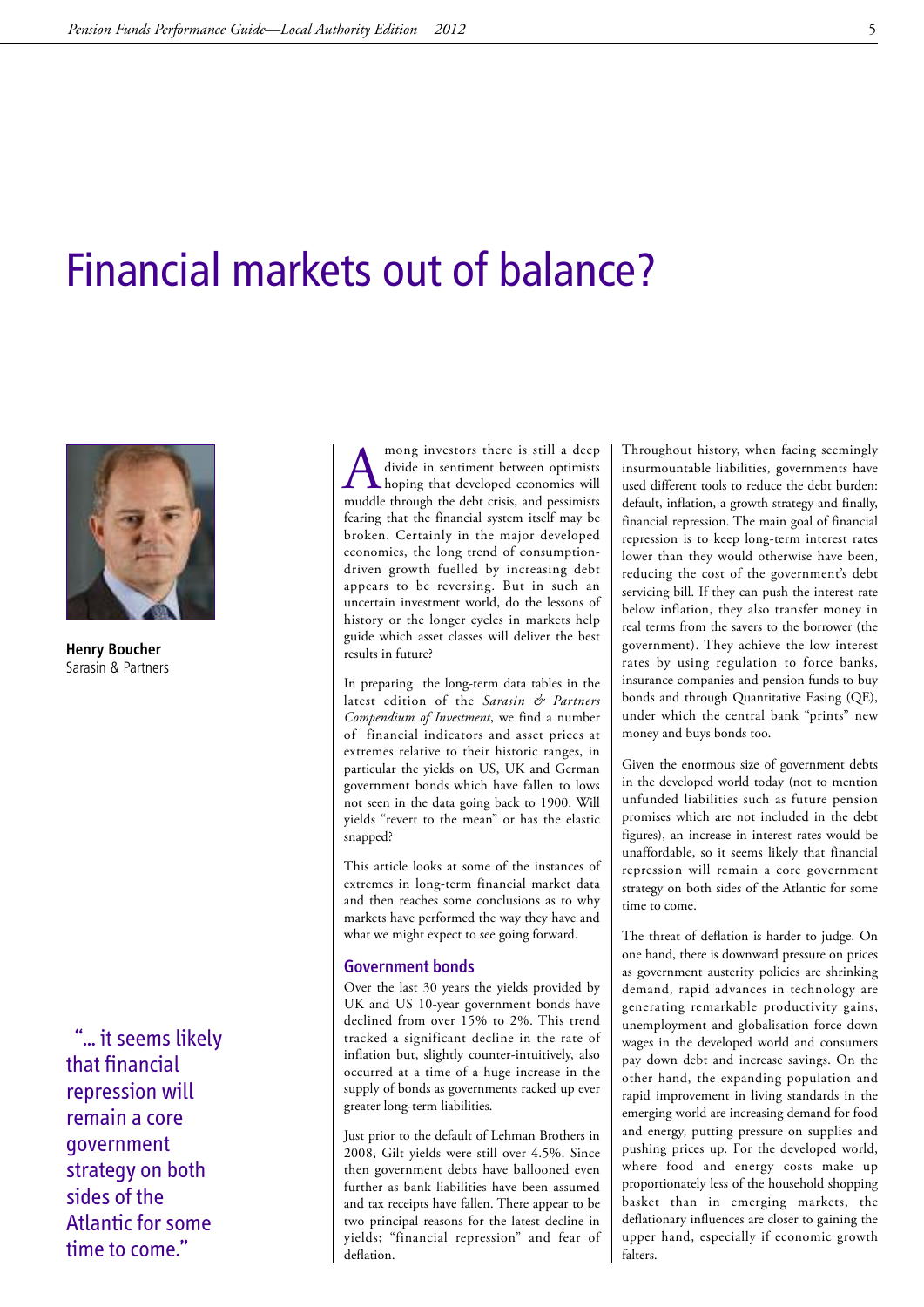# Financial markets out of balance?

**Henry Boucher**
Sarasin & Partners

"... it seems likely that financial repression will remain a core government strategy on both sides of the Atlantic for some time to come."

Among investors there is still a deep divide in sentiment between optimists hoping that developed economies will muddle through the debt crisis, and pessimists fearing that the financial system itself may be broken. Certainly in the major developed economies, the long trend of consumption-driven growth fuelled by increasing debt appears to be reversing. But in such an uncertain investment world, do the lessons of history or the longer cycles in markets help guide which asset classes will deliver the best results in future?

In preparing the long-term data tables in the latest edition of the *Sarasin & Partners Compendium of Investment*, we find a number of financial indicators and asset prices at extremes relative to their historic ranges, in particular the yields on US, UK and German government bonds which have fallen to lows not seen in the data going back to 1900. Will yields "revert to the mean" or has the elastic snapped?

This article looks at some of the instances of extremes in long-term financial market data and then reaches some conclusions as to why markets have performed the way they have and what we might expect to see going forward.

## Government bonds

Over the last 30 years the yields provided by UK and US 10-year government bonds have declined from over 15% to 2%. This trend tracked a significant decline in the rate of inflation but, slightly counter-intuitively, also occurred at a time of a huge increase in the supply of bonds as governments racked up ever greater long-term liabilities.

Just prior to the default of Lehman Brothers in 2008, Gilt yields were still over 4.5%. Since then government debts have ballooned even further as bank liabilities have been assumed and tax receipts have fallen. There appear to be two principal reasons for the latest decline in yields; "financial repression" and fear of deflation.

Throughout history, when facing seemingly insurmountable liabilities, governments have used different tools to reduce the debt burden: default, inflation, a growth strategy and finally, financial repression. The main goal of financial repression is to keep long-term interest rates lower than they would otherwise have been, reducing the cost of the government's debt servicing bill. If they can push the interest rate below inflation, they also transfer money in real terms from the savers to the borrower (the government). They achieve the low interest rates by using regulation to force banks, insurance companies and pension funds to buy bonds and through Quantitative Easing (QE), under which the central bank "prints" new money and buys bonds too.

Given the enormous size of government debts in the developed world today (not to mention unfunded liabilities such as future pension promises which are not included in the debt figures), an increase in interest rates would be unaffordable, so it seems likely that financial repression will remain a core government strategy on both sides of the Atlantic for some time to come.

The threat of deflation is harder to judge. On one hand, there is downward pressure on prices as government austerity policies are shrinking demand, rapid advances in technology are generating remarkable productivity gains, unemployment and globalisation force down wages in the developed world and consumers pay down debt and increase savings. On the other hand, the expanding population and rapid improvement in living standards in the emerging world are increasing demand for food and energy, putting pressure on supplies and pushing prices up. For the developed world, where food and energy costs make up proportionately less of the household shopping basket than in emerging markets, the deflationary influences are closer to gaining the upper hand, especially if economic growth falters.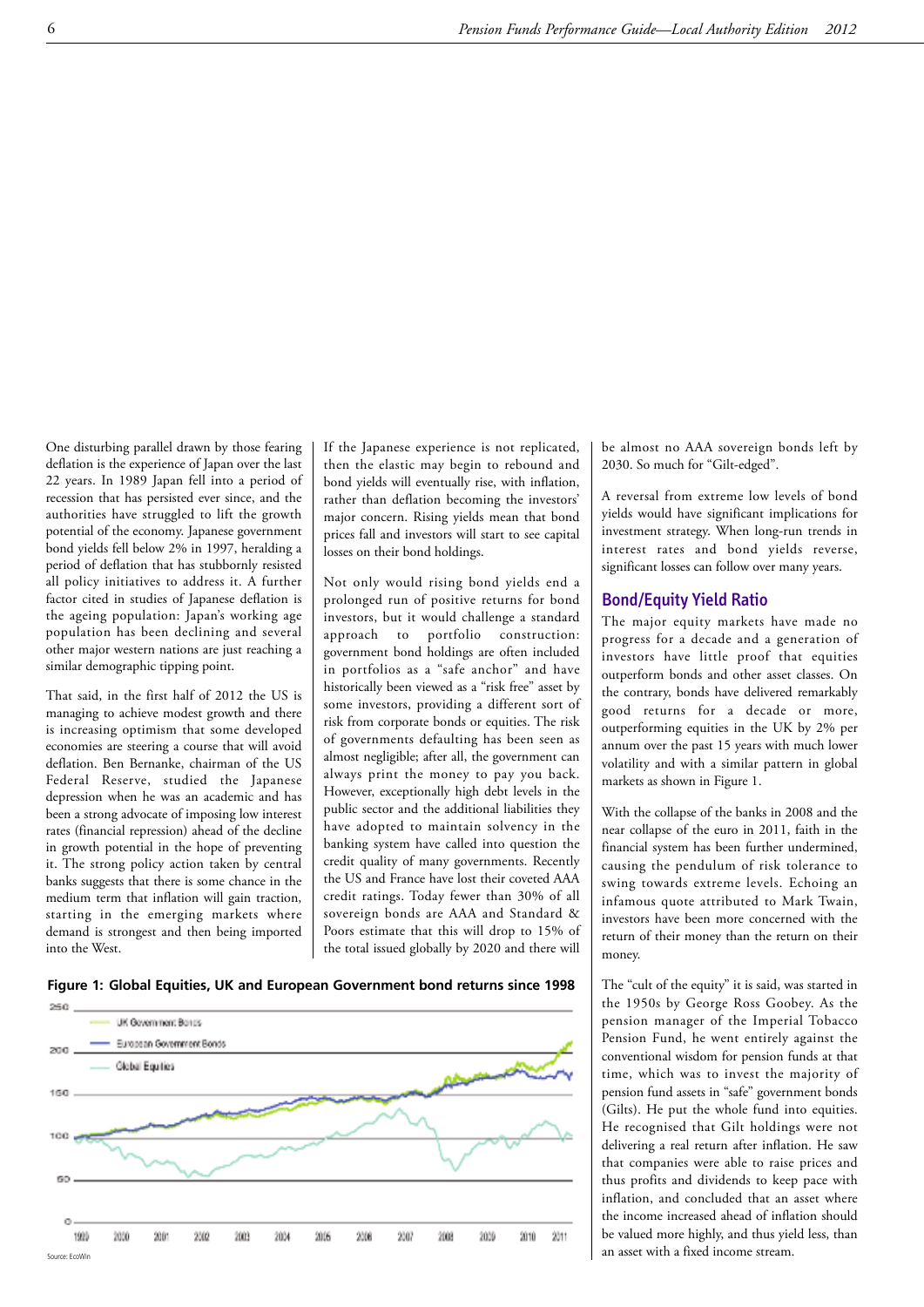One disturbing parallel drawn by those fearing deflation is the experience of Japan over the last 22 years. In 1989 Japan fell into a period of recession that has persisted ever since, and the authorities have struggled to lift the growth potential of the economy. Japanese government bond yields fell below 2% in 1997, heralding a period of deflation that has stubbornly resisted all policy initiatives to address it. A further factor cited in studies of Japanese deflation is the ageing population: Japan's working age population has been declining and several other major western nations are just reaching a similar demographic tipping point.

That said, in the first half of 2012 the US is managing to achieve modest growth and there is increasing optimism that some developed economies are steering a course that will avoid deflation. Ben Bernanke, chairman of the US Federal Reserve, studied the Japanese depression when he was an academic and has been a strong advocate of imposing low interest rates (financial repression) ahead of the decline in growth potential in the hope of preventing it. The strong policy action taken by central banks suggests that there is some chance in the medium term that inflation will gain traction, starting in the emerging markets where demand is strongest and then being imported into the West.

If the Japanese experience is not replicated, then the elastic may begin to rebound and bond yields will eventually rise, with inflation, rather than deflation becoming the investors' major concern. Rising yields mean that bond prices fall and investors will start to see capital losses on their bond holdings.

Not only would rising bond yields end a prolonged run of positive returns for bond investors, but it would challenge a standard approach to portfolio construction: government bond holdings are often included in portfolios as a "safe anchor" and have historically been viewed as a "risk free" asset by some investors, providing a different sort of risk from corporate bonds or equities. The risk of governments defaulting has been seen as almost negligible; after all, the government can always print the money to pay you back. However, exceptionally high debt levels in the public sector and the additional liabilities they have adopted to maintain solvency in the banking system have called into question the credit quality of many governments. Recently the US and France have lost their coveted AAA credit ratings. Today fewer than 30% of all sovereign bonds are AAA and Standard & Poors estimate that this will drop to 15% of the total issued globally by 2020 and there will be almost no AAA sovereign bonds left by 2030. So much for "Gilt-edged".

A reversal from extreme low levels of bond yields would have significant implications for investment strategy. When long-run trends in interest rates and bond yields reverse, significant losses can follow over many years.

## Bond/Equity Yield Ratio

The major equity markets have made no progress for a decade and a generation of investors have little proof that equities outperform bonds and other asset classes. On the contrary, bonds have delivered remarkably good returns for a decade or more, outperforming equities in the UK by 2% per annum over the past 15 years with much lower volatility and with a similar pattern in global markets as shown in Figure 1.

With the collapse of the banks in 2008 and the near collapse of the euro in 2011, faith in the financial system has been further undermined, causing the pendulum of risk tolerance to swing towards extreme levels. Echoing an infamous quote attributed to Mark Twain, investors have been more concerned with the return of their money than the return on their money.

The "cult of the equity" it is said, was started in the 1950s by George Ross Goobey. As the pension manager of the Imperial Tobacco Pension Fund, he went entirely against the conventional wisdom for pension funds at that time, which was to invest the majority of pension fund assets in "safe" government bonds (Gilts). He put the whole fund into equities. He recognised that Gilt holdings were not delivering a real return after inflation. He saw that companies were able to raise prices and thus profits and dividends to keep pace with inflation, and concluded that an asset where the income increased ahead of inflation should be valued more highly, and thus yield less, than an asset with a fixed income stream.

**Figure 1: Global Equities, UK and European Government bond returns since 1998**

Source: EcoWin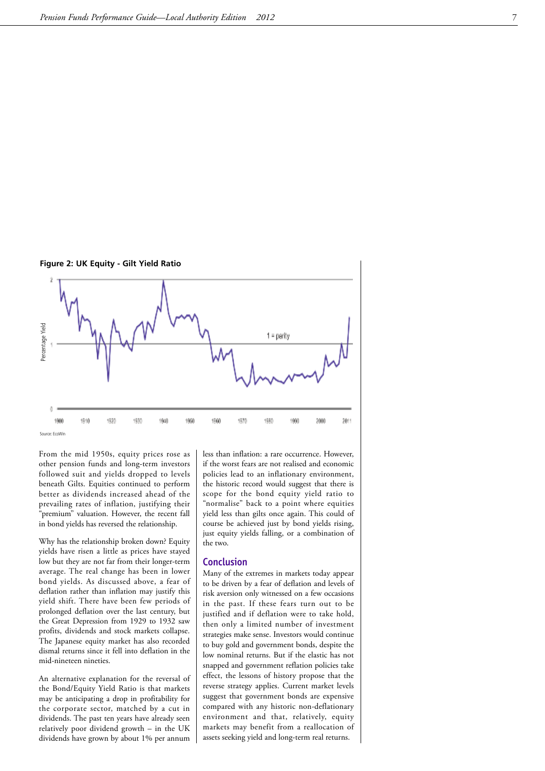**Figure 2: UK Equity - Gilt Yield Ratio**

Percentage Yield

2

1

0

1 = parity

1900 1910 1920 1930 1940 1950 1960 1970 1980 1990 2000 2011

Source: EcoWin

From the mid 1950s, equity prices rose as other pension funds and long-term investors followed suit and yields dropped to levels beneath Gilts. Equities continued to perform better as dividends increased ahead of the prevailing rates of inflation, justifying their "premium" valuation. However, the recent fall in bond yields has reversed the relationship.

Why has the relationship broken down? Equity yields have risen a little as prices have stayed low but they are not far from their longer-term average. The real change has been in lower bond yields. As discussed above, a fear of deflation rather than inflation may justify this yield shift. There have been few periods of prolonged deflation over the last century, but the Great Depression from 1929 to 1932 saw profits, dividends and stock markets collapse. The Japanese equity market has also recorded dismal returns since it fell into deflation in the mid-nineteen nineties.

An alternative explanation for the reversal of the Bond/Equity Yield Ratio is that markets may be anticipating a drop in profitability for the corporate sector, matched by a cut in dividends. The past ten years have already seen relatively poor dividend growth – in the UK dividends have grown by about 1% per annum less than inflation: a rare occurrence. However, if the worst fears are not realised and economic policies lead to an inflationary environment, the historic record would suggest that there is scope for the bond equity yield ratio to "normalise" back to a point where equities yield less than gilts once again. This could of course be achieved just by bond yields rising, just equity yields falling, or a combination of the two.

## Conclusion

Many of the extremes in markets today appear to be driven by a fear of deflation and levels of risk aversion only witnessed on a few occasions in the past. If these fears turn out to be justified and if deflation were to take hold, then only a limited number of investment strategies make sense. Investors would continue to buy gold and government bonds, despite the low nominal returns. But if the elastic has not snapped and government reflation policies take effect, the lessons of history propose that the reverse strategy applies. Current market levels suggest that government bonds are expensive compared with any historic non-deflationary environment and that, relatively, equity markets may benefit from a reallocation of assets seeking yield and long-term real returns.